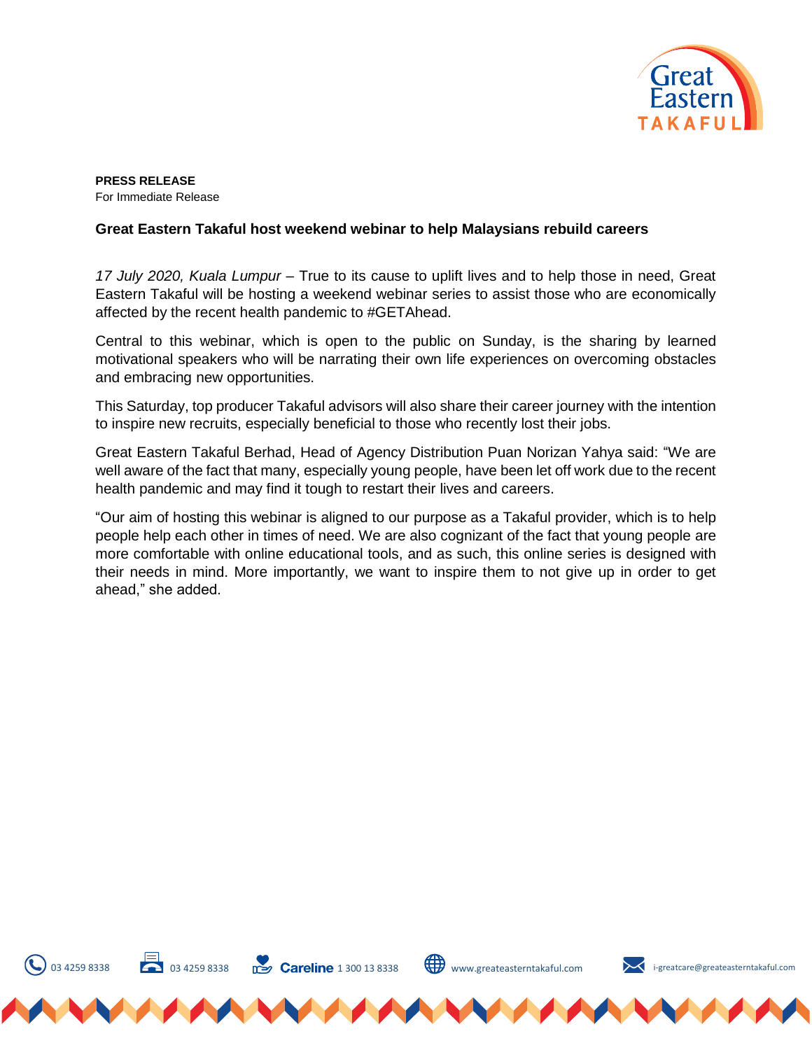**PRESS RELEASE**
For Immediate Release

**Great Eastern Takaful host weekend webinar to help Malaysians rebuild careers**

*17 July 2020, Kuala Lumpur* – True to its cause to uplift lives and to help those in need, Great Eastern Takaful will be hosting a weekend webinar series to assist those who are economically affected by the recent health pandemic to #GETAhead.

Central to this webinar, which is open to the public on Sunday, is the sharing by learned motivational speakers who will be narrating their own life experiences on overcoming obstacles and embracing new opportunities.

This Saturday, top producer Takaful advisors will also share their career journey with the intention to inspire new recruits, especially beneficial to those who recently lost their jobs.

Great Eastern Takaful Berhad, Head of Agency Distribution Puan Norizan Yahya said: "We are well aware of the fact that many, especially young people, have been let off work due to the recent health pandemic and may find it tough to restart their lives and careers.

"Our aim of hosting this webinar is aligned to our purpose as a Takaful provider, which is to help people help each other in times of need. We are also cognizant of the fact that young people are more comfortable with online educational tools, and as such, this online series is designed with their needs in mind. More importantly, we want to inspire them to not give up in order to get ahead," she added.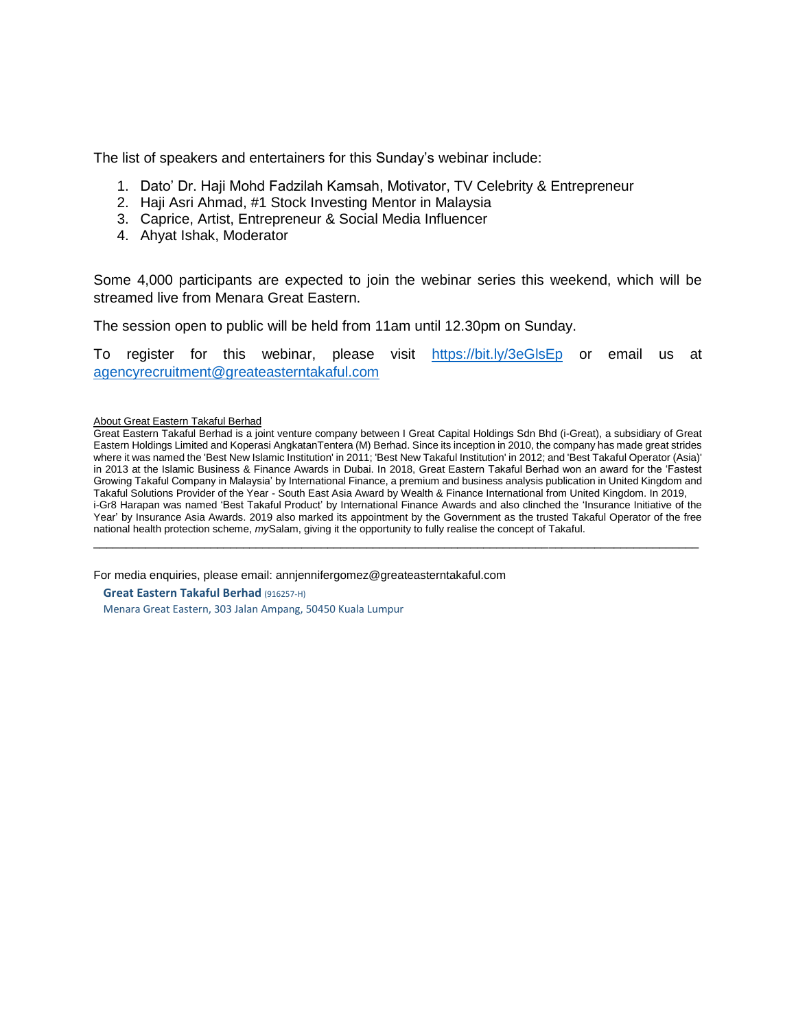The list of speakers and entertainers for this Sunday's webinar include:

1. Dato' Dr. Haji Mohd Fadzilah Kamsah, Motivator, TV Celebrity & Entrepreneur
2. Haji Asri Ahmad, #1 Stock Investing Mentor in Malaysia
3. Caprice, Artist, Entrepreneur & Social Media Influencer
4. Ahyat Ishak, Moderator

Some 4,000 participants are expected to join the webinar series this weekend, which will be streamed live from Menara Great Eastern.

The session open to public will be held from 11am until 12.30pm on Sunday.

To register for this webinar, please visit https://bit.ly/3eGlsEp or email us at agencyrecruitment@greateasterntakaful.com

About Great Eastern Takaful Berhad

Great Eastern Takaful Berhad is a joint venture company between I Great Capital Holdings Sdn Bhd (i-Great), a subsidiary of Great Eastern Holdings Limited and Koperasi AngkatanTentera (M) Berhad. Since its inception in 2010, the company has made great strides where it was named the 'Best New Islamic Institution' in 2011; 'Best New Takaful Institution' in 2012; and 'Best Takaful Operator (Asia)' in 2013 at the Islamic Business & Finance Awards in Dubai. In 2018, Great Eastern Takaful Berhad won an award for the 'Fastest Growing Takaful Company in Malaysia' by International Finance, a premium and business analysis publication in United Kingdom and Takaful Solutions Provider of the Year - South East Asia Award by Wealth & Finance International from United Kingdom. In 2019, i-Gr8 Harapan was named 'Best Takaful Product' by International Finance Awards and also clinched the 'Insurance Initiative of the Year' by Insurance Asia Awards. 2019 also marked its appointment by the Government as the trusted Takaful Operator of the free national health protection scheme, *my*Salam, giving it the opportunity to fully realise the concept of Takaful.

---

For media enquiries, please email: annjennifergomez@greateasterntakaful.com

**Great Eastern Takaful Berhad** (916257-H)
Menara Great Eastern, 303 Jalan Ampang, 50450 Kuala Lumpur